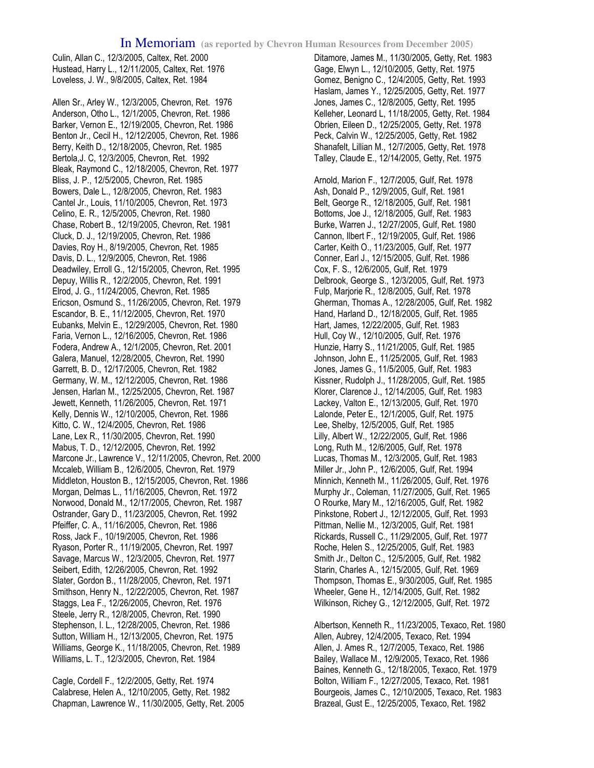# In Memoriam (as reported by Chevron Human Resources from December 2005)

Culin, Allan C., 12/3/2005, Caltex, Ret. 2000
Hustead, Harry L., 12/11/2005, Caltex, Ret. 1976
Loveless, J. W., 9/8/2005, Caltex, Ret. 1984

Allen Sr., Arley W., 12/3/2005, Chevron, Ret. 1976
Anderson, Otho L., 12/1/2005, Chevron, Ret. 1986
Barker, Vernon E., 12/19/2005, Chevron, Ret. 1986
Benton Jr., Cecil H., 12/12/2005, Chevron, Ret. 1986
Berry, Keith D., 12/18/2005, Chevron, Ret. 1985
Bertola,J. C, 12/3/2005, Chevron, Ret. 1992
Bleak, Raymond C., 12/18/2005, Chevron, Ret. 1977
Bliss, J. P., 12/5/2005, Chevron, Ret. 1985
Bowers, Dale L., 12/8/2005, Chevron, Ret. 1983
Cantel Jr., Louis, 11/10/2005, Chevron, Ret. 1973
Celino, E. R., 12/5/2005, Chevron, Ret. 1980
Chase, Robert B., 12/19/2005, Chevron, Ret. 1981
Cluck, D. J., 12/19/2005, Chevron, Ret. 1986
Davies, Roy H., 8/19/2005, Chevron, Ret. 1985
Davis, D. L., 12/9/2005, Chevron, Ret. 1986
Deadwiley, Erroll G., 12/15/2005, Chevron, Ret. 1995
Depuy, Willis R., 12/2/2005, Chevron, Ret. 1991
Elrod, J. G., 11/24/2005, Chevron, Ret. 1985
Ericson, Osmund S., 11/26/2005, Chevron, Ret. 1979
Escandor, B. E., 11/12/2005, Chevron, Ret. 1970
Eubanks, Melvin E., 12/29/2005, Chevron, Ret. 1980
Faria, Vernon L., 12/16/2005, Chevron, Ret. 1986
Fodera, Andrew A., 12/1/2005, Chevron, Ret. 2001
Galera, Manuel, 12/28/2005, Chevron, Ret. 1990
Garrett, B. D., 12/17/2005, Chevron, Ret. 1982
Germany, W. M., 12/12/2005, Chevron, Ret. 1986
Jensen, Harlan M., 12/25/2005, Chevron, Ret. 1987
Jewett, Kenneth, 11/26/2005, Chevron, Ret. 1971
Kelly, Dennis W., 12/10/2005, Chevron, Ret. 1986
Kitto, C. W., 12/4/2005, Chevron, Ret. 1986
Lane, Lex R., 11/30/2005, Chevron, Ret. 1990
Mabus, T. D., 12/12/2005, Chevron, Ret. 1992
Marcone Jr., Lawrence V., 12/11/2005, Chevron, Ret. 2000
Mccaleb, William B., 12/6/2005, Chevron, Ret. 1979
Middleton, Houston B., 12/15/2005, Chevron, Ret. 1986
Morgan, Delmas L., 11/16/2005, Chevron, Ret. 1972
Norwood, Donald M., 12/17/2005, Chevron, Ret. 1987
Ostrander, Gary D., 11/23/2005, Chevron, Ret. 1992
Pfeiffer, C. A., 11/16/2005, Chevron, Ret. 1986
Ross, Jack F., 10/19/2005, Chevron, Ret. 1986
Ryason, Porter R., 11/19/2005, Chevron, Ret. 1997
Savage, Marcus W., 12/3/2005, Chevron, Ret. 1977
Seibert, Edith, 12/26/2005, Chevron, Ret. 1992
Slater, Gordon B., 11/28/2005, Chevron, Ret. 1971
Smithson, Henry N., 12/22/2005, Chevron, Ret. 1987
Staggs, Lea F., 12/26/2005, Chevron, Ret. 1976
Steele, Jerry R., 12/8/2005, Chevron, Ret. 1990
Stephenson, I. L., 12/28/2005, Chevron, Ret. 1986
Sutton, William H., 12/13/2005, Chevron, Ret. 1975
Williams, George K., 11/18/2005, Chevron, Ret. 1989
Williams, L. T., 12/3/2005, Chevron, Ret. 1984

Cagle, Cordell F., 12/2/2005, Getty, Ret. 1974
Calabrese, Helen A., 12/10/2005, Getty, Ret. 1982
Chapman, Lawrence W., 11/30/2005, Getty, Ret. 2005
Ditamore, James M., 11/30/2005, Getty, Ret. 1983
Gage, Elwyn L., 12/10/2005, Getty, Ret. 1975
Gomez, Benigno C., 12/4/2005, Getty, Ret. 1993
Haslam, James Y., 12/25/2005, Getty, Ret. 1977
Jones, James C., 12/8/2005, Getty, Ret. 1995
Kelleher, Leonard L, 11/18/2005, Getty, Ret. 1984
Obrien, Eileen D., 12/25/2005, Getty, Ret. 1978
Peck, Calvin W., 12/25/2005, Getty, Ret. 1982
Shanafelt, Lillian M., 12/7/2005, Getty, Ret. 1978
Talley, Claude E., 12/14/2005, Getty, Ret. 1975

Arnold, Marion F., 12/7/2005, Gulf, Ret. 1978
Ash, Donald P., 12/9/2005, Gulf, Ret. 1981
Belt, George R., 12/18/2005, Gulf, Ret. 1981
Bottoms, Joe J., 12/18/2005, Gulf, Ret. 1983
Burke, Warren J., 12/27/2005, Gulf, Ret. 1980
Cannon, Ilbert F., 12/19/2005, Gulf, Ret. 1986
Carter, Keith O., 11/23/2005, Gulf, Ret. 1977
Conner, Earl J., 12/15/2005, Gulf, Ret. 1986
Cox, F. S., 12/6/2005, Gulf, Ret. 1979
Delbrook, George S., 12/3/2005, Gulf, Ret. 1973
Fulp, Marjorie R., 12/8/2005, Gulf, Ret. 1978
Gherman, Thomas A., 12/28/2005, Gulf, Ret. 1982
Hand, Harland D., 12/18/2005, Gulf, Ret. 1985
Hart, James, 12/22/2005, Gulf, Ret. 1983
Hull, Coy W., 12/10/2005, Gulf, Ret. 1976
Hunzie, Harry S., 11/21/2005, Gulf, Ret. 1985
Johnson, John E., 11/25/2005, Gulf, Ret. 1983
Jones, James G., 11/5/2005, Gulf, Ret. 1983
Kissner, Rudolph J., 11/28/2005, Gulf, Ret. 1985
Klorer, Clarence J., 12/14/2005, Gulf, Ret. 1983
Lackey, Valton E., 12/13/2005, Gulf, Ret. 1970
Lalonde, Peter E., 12/1/2005, Gulf, Ret. 1975
Lee, Shelby, 12/5/2005, Gulf, Ret. 1985
Lilly, Albert W., 12/22/2005, Gulf, Ret. 1986
Long, Ruth M., 12/6/2005, Gulf, Ret. 1978
Lucas, Thomas M., 12/3/2005, Gulf, Ret. 1983
Miller Jr., John P., 12/6/2005, Gulf, Ret. 1994
Minnich, Kenneth M., 11/26/2005, Gulf, Ret. 1976
Murphy Jr., Coleman, 11/27/2005, Gulf, Ret. 1965
O Rourke, Mary M., 12/16/2005, Gulf, Ret. 1982
Pinkstone, Robert J., 12/12/2005, Gulf, Ret. 1993
Pittman, Nellie M., 12/3/2005, Gulf, Ret. 1981
Rickards, Russell C., 11/29/2005, Gulf, Ret. 1977
Roche, Helen S., 12/25/2005, Gulf, Ret. 1983
Smith Jr., Delton C., 12/5/2005, Gulf, Ret. 1982
Starin, Charles A., 12/15/2005, Gulf, Ret. 1969
Thompson, Thomas E., 9/30/2005, Gulf, Ret. 1985
Wheeler, Gene H., 12/14/2005, Gulf, Ret. 1982
Wilkinson, Richey G., 12/12/2005, Gulf, Ret. 1972

Albertson, Kenneth R., 11/23/2005, Texaco, Ret. 1980
Allen, Aubrey, 12/4/2005, Texaco, Ret. 1994
Allen, J. Ames R., 12/7/2005, Texaco, Ret. 1986
Bailey, Wallace M., 12/9/2005, Texaco, Ret. 1986
Baines, Kenneth G., 12/18/2005, Texaco, Ret. 1979
Bolton, William F., 12/27/2005, Texaco, Ret. 1981
Bourgeois, James C., 12/10/2005, Texaco, Ret. 1983
Brazeal, Gust E., 12/25/2005, Texaco, Ret. 1982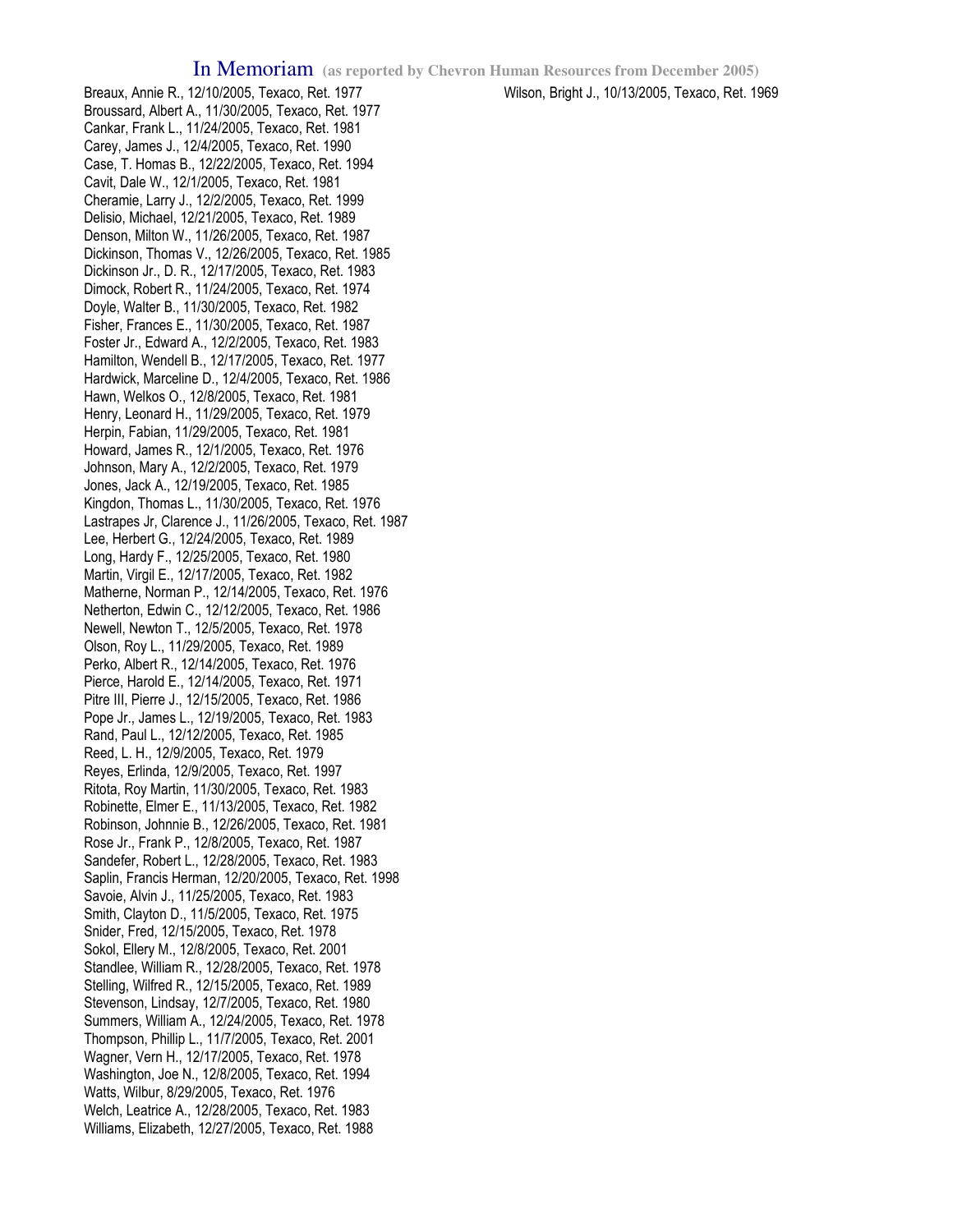## In Memoriam (as reported by Chevron Human Resources from December 2005)

Breaux, Annie R., 12/10/2005, Texaco, Ret. 1977
Broussard, Albert A., 11/30/2005, Texaco, Ret. 1977
Cankar, Frank L., 11/24/2005, Texaco, Ret. 1981
Carey, James J., 12/4/2005, Texaco, Ret. 1990
Case, T. Homas B., 12/22/2005, Texaco, Ret. 1994
Cavit, Dale W., 12/1/2005, Texaco, Ret. 1981
Cheramie, Larry J., 12/2/2005, Texaco, Ret. 1999
Delisio, Michael, 12/21/2005, Texaco, Ret. 1989
Denson, Milton W., 11/26/2005, Texaco, Ret. 1987
Dickinson, Thomas V., 12/26/2005, Texaco, Ret. 1985
Dickinson Jr., D. R., 12/17/2005, Texaco, Ret. 1983
Dimock, Robert R., 11/24/2005, Texaco, Ret. 1974
Doyle, Walter B., 11/30/2005, Texaco, Ret. 1982
Fisher, Frances E., 11/30/2005, Texaco, Ret. 1987
Foster Jr., Edward A., 12/2/2005, Texaco, Ret. 1983
Hamilton, Wendell B., 12/17/2005, Texaco, Ret. 1977
Hardwick, Marceline D., 12/4/2005, Texaco, Ret. 1986
Hawn, Welkos O., 12/8/2005, Texaco, Ret. 1981
Henry, Leonard H., 11/29/2005, Texaco, Ret. 1979
Herpin, Fabian, 11/29/2005, Texaco, Ret. 1981
Howard, James R., 12/1/2005, Texaco, Ret. 1976
Johnson, Mary A., 12/2/2005, Texaco, Ret. 1979
Jones, Jack A., 12/19/2005, Texaco, Ret. 1985
Kingdon, Thomas L., 11/30/2005, Texaco, Ret. 1976
Lastrapes Jr, Clarence J., 11/26/2005, Texaco, Ret. 1987
Lee, Herbert G., 12/24/2005, Texaco, Ret. 1989
Long, Hardy F., 12/25/2005, Texaco, Ret. 1980
Martin, Virgil E., 12/17/2005, Texaco, Ret. 1982
Matherne, Norman P., 12/14/2005, Texaco, Ret. 1976
Netherton, Edwin C., 12/12/2005, Texaco, Ret. 1986
Newell, Newton T., 12/5/2005, Texaco, Ret. 1978
Olson, Roy L., 11/29/2005, Texaco, Ret. 1989
Perko, Albert R., 12/14/2005, Texaco, Ret. 1976
Pierce, Harold E., 12/14/2005, Texaco, Ret. 1971
Pitre III, Pierre J., 12/15/2005, Texaco, Ret. 1986
Pope Jr., James L., 12/19/2005, Texaco, Ret. 1983
Rand, Paul L., 12/12/2005, Texaco, Ret. 1985
Reed, L. H., 12/9/2005, Texaco, Ret. 1979
Reyes, Erlinda, 12/9/2005, Texaco, Ret. 1997
Ritota, Roy Martin, 11/30/2005, Texaco, Ret. 1983
Robinette, Elmer E., 11/13/2005, Texaco, Ret. 1982
Robinson, Johnnie B., 12/26/2005, Texaco, Ret. 1981
Rose Jr., Frank P., 12/8/2005, Texaco, Ret. 1987
Sandefer, Robert L., 12/28/2005, Texaco, Ret. 1983
Saplin, Francis Herman, 12/20/2005, Texaco, Ret. 1998
Savoie, Alvin J., 11/25/2005, Texaco, Ret. 1983
Smith, Clayton D., 11/5/2005, Texaco, Ret. 1975
Snider, Fred, 12/15/2005, Texaco, Ret. 1978
Sokol, Ellery M., 12/8/2005, Texaco, Ret. 2001
Standlee, William R., 12/28/2005, Texaco, Ret. 1978
Stelling, Wilfred R., 12/15/2005, Texaco, Ret. 1989
Stevenson, Lindsay, 12/7/2005, Texaco, Ret. 1980
Summers, William A., 12/24/2005, Texaco, Ret. 1978
Thompson, Phillip L., 11/7/2005, Texaco, Ret. 2001
Wagner, Vern H., 12/17/2005, Texaco, Ret. 1978
Washington, Joe N., 12/8/2005, Texaco, Ret. 1994
Watts, Wilbur, 8/29/2005, Texaco, Ret. 1976
Welch, Leatrice A., 12/28/2005, Texaco, Ret. 1983
Williams, Elizabeth, 12/27/2005, Texaco, Ret. 1988
Wilson, Bright J., 10/13/2005, Texaco, Ret. 1969